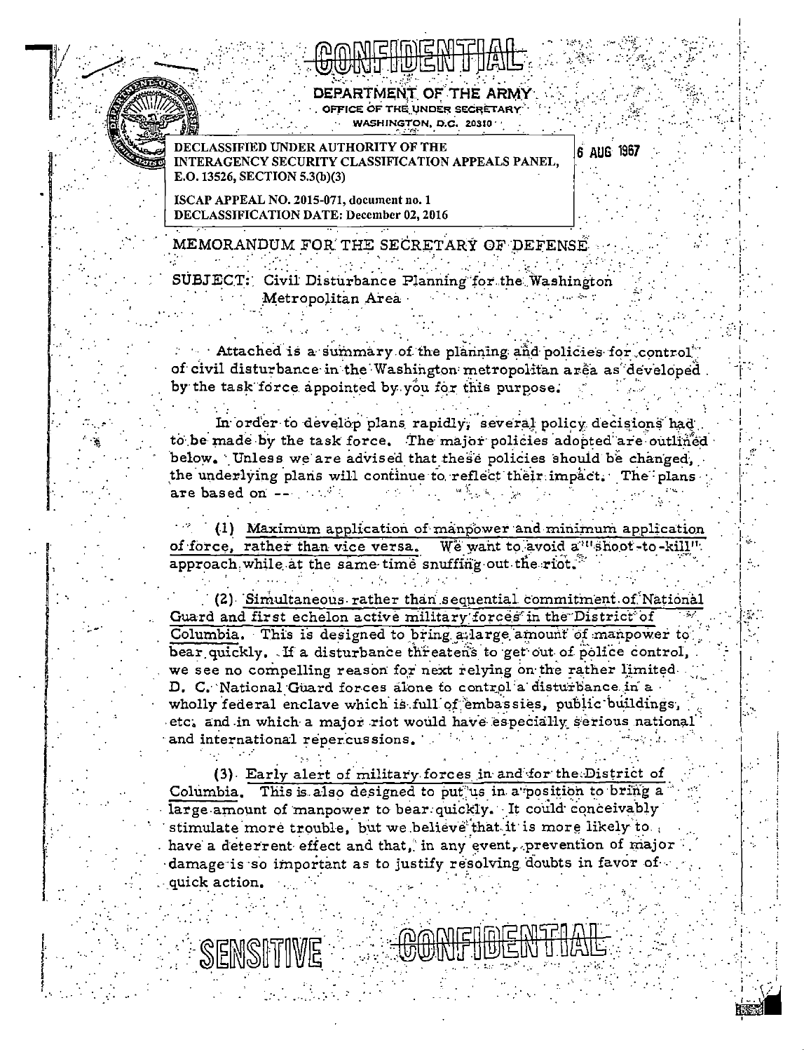CONFIDENTIAL

**DEPARTMENT OF THE ARMY**
OFFICE OF THE UNDER SECRETARY
WASHINGTON, D.C. 20310

DECLASSIFIED UNDER AUTHORITY OF THE INTERAGENCY SECURITY CLASSIFICATION APPEALS PANEL, E.O. 13526, SECTION 5.3(b)(3)

ISCAP APPEAL NO. 2015-071, document no. 1
DECLASSIFICATION DATE: December 02, 2016

6 AUG 1967

MEMORANDUM FOR THE SECRETARY OF DEFENSE

SUBJECT: Civil Disturbance Planning for the Washington Metropolitan Area

Attached is a summary of the planning and policies for control of civil disturbance in the Washington metropolitan area as developed by the task force appointed by you for this purpose.

In order to develop plans rapidly, several policy decisions had to be made by the task force. The major policies adopted are outlined below. Unless we are advised that these policies should be changed, the underlying plans will continue to reflect their impact. The plans are based on --

(1) Maximum application of manpower and minimum application of force, rather than vice versa. We want to avoid a "shoot-to-kill" approach while at the same time snuffing out the riot.

(2) Simultaneous rather than sequential commitment of National Guard and first echelon active military forces in the District of Columbia. This is designed to bring a large amount of manpower to bear quickly. If a disturbance threatens to get out of police control, we see no compelling reason for next relying on the rather limited D. C. National Guard forces alone to control a disturbance in a wholly federal enclave which is full of embassies, public buildings, etc. and in which a major riot would have especially serious national and international repercussions.

(3) Early alert of military forces in and for the District of Columbia. This is also designed to put us in a position to bring a large amount of manpower to bear quickly. It could conceivably stimulate more trouble, but we believe that it is more likely to have a deterrent effect and that, in any event, prevention of major damage is so important as to justify resolving doubts in favor of quick action.

SENSITIVE CONFIDENTIAL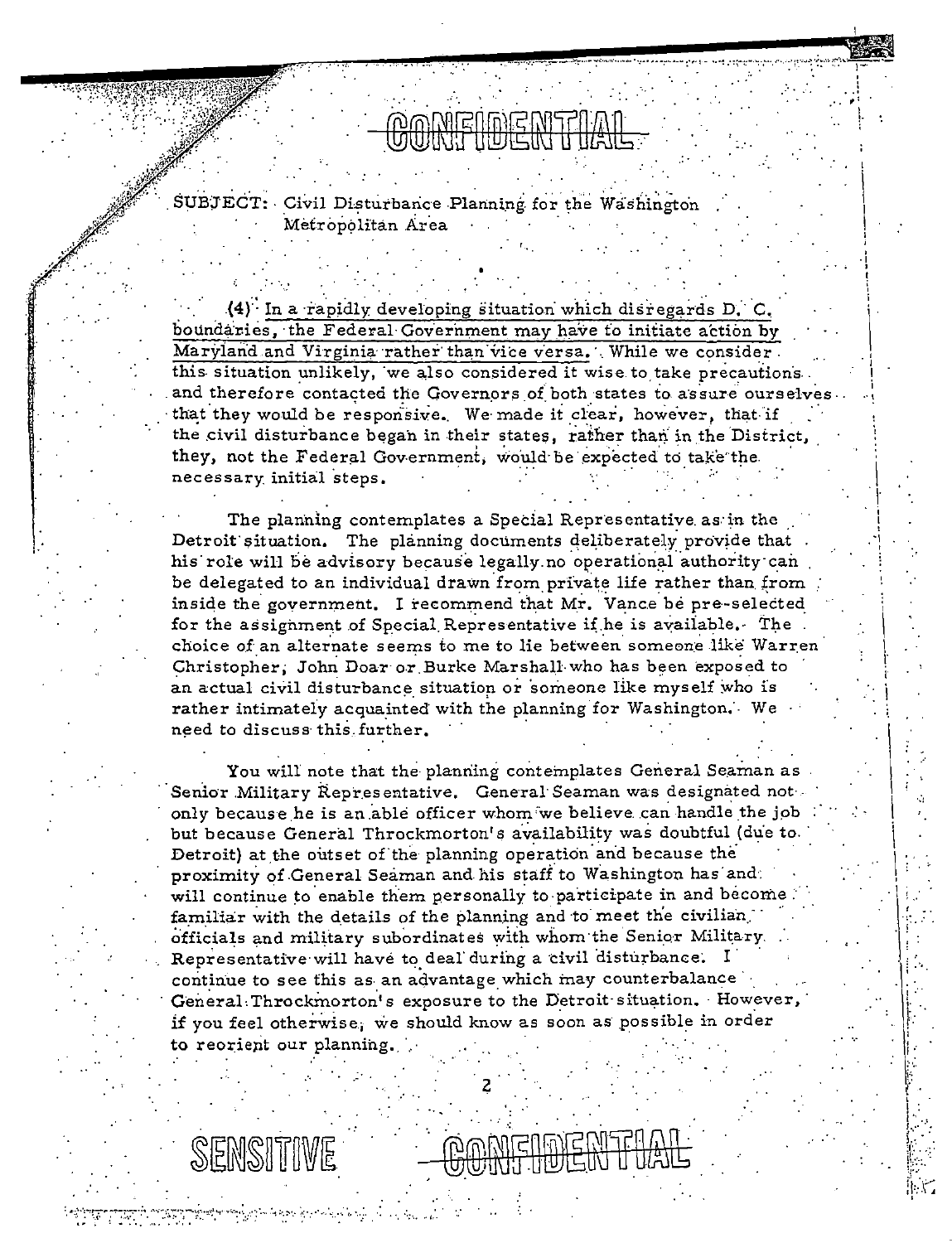CONFIDENTIAL

SUBJECT: Civil Disturbance Planning for the Washington Metropolitan Area

(4) In a rapidly developing situation which disregards D. C. boundaries, the Federal Government may have to initiate action by Maryland and Virginia rather than vice versa. While we consider this situation unlikely, we also considered it wise to take precautions and therefore contacted the Governors of both states to assure ourselves that they would be responsive. We made it clear, however, that if the civil disturbance began in their states, rather than in the District, they, not the Federal Government, would be expected to take the necessary initial steps.

The planning contemplates a Special Representative as in the Detroit situation. The planning documents deliberately provide that his role will be advisory because legally no operational authority can be delegated to an individual drawn from private life rather than from inside the government. I recommend that Mr. Vance be pre-selected for the assignment of Special Representative if he is available. The choice of an alternate seems to me to lie between someone like Warren Christopher, John Doar or Burke Marshall who has been exposed to an actual civil disturbance situation or someone like myself who is rather intimately acquainted with the planning for Washington. We need to discuss this further.

You will note that the planning contemplates General Seaman as Senior Military Representative. General Seaman was designated not only because he is an able officer whom we believe can handle the job but because General Throckmorton's availability was doubtful (due to Detroit) at the outset of the planning operation and because the proximity of General Seaman and his staff to Washington has and will continue to enable them personally to participate in and become familiar with the details of the planning and to meet the civilian officials and military subordinates with whom the Senior Military Representative will have to deal during a civil disturbance. I continue to see this as an advantage which may counterbalance General Throckmorton's exposure to the Detroit situation. However, if you feel otherwise, we should know as soon as possible in order to reorient our planning.

SENSITIVE CONFIDENTIAL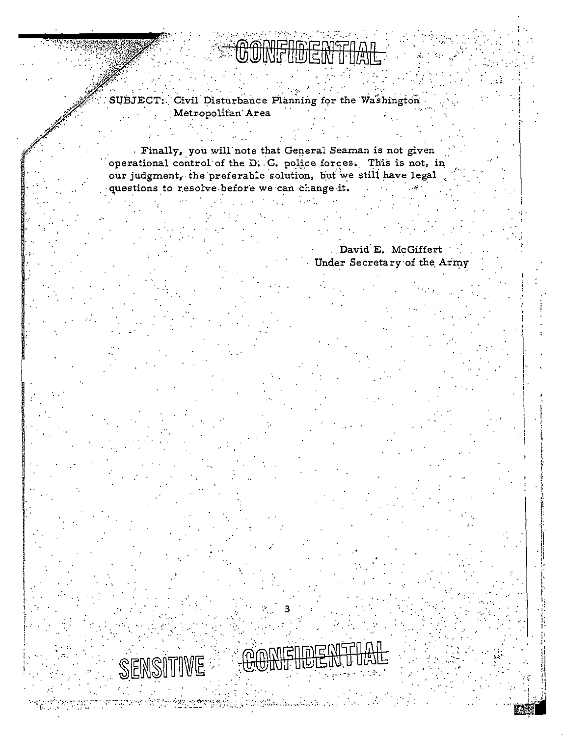CONFIDENTIAL

SUBJECT: Civil Disturbance Planning for the Washington Metropolitan Area

Finally, you will note that General Seaman is not given operational control of the D. C. police forces. This is not, in our judgment, the preferable solution, but we still have legal questions to resolve before we can change it.

David E. McGiffert
Under Secretary of the Army

SENSITIVE CONFIDENTIAL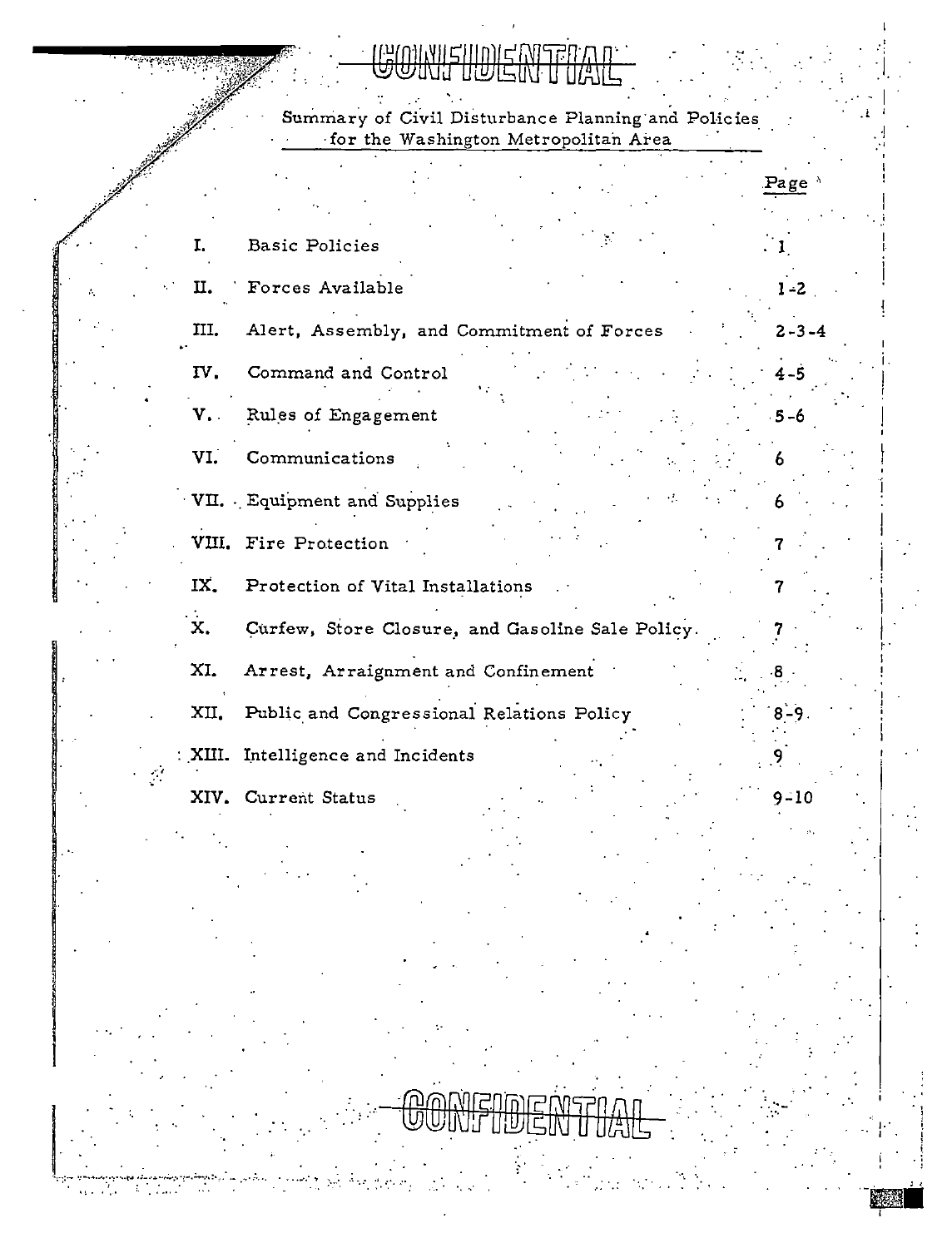CONFIDENTIAL

# Summary of Civil Disturbance Planning and Policies for the Washington Metropolitan Area

| | | Page |
|---|---|---|
| I. | Basic Policies | 1 |
| II. | Forces Available | 1-2 |
| III. | Alert, Assembly, and Commitment of Forces | 2-3-4 |
| IV. | Command and Control | 4-5 |
| V. | Rules of Engagement | 5-6 |
| VI. | Communications | 6 |
| VII. | Equipment and Supplies | 6 |
| VIII. | Fire Protection | 7 |
| IX. | Protection of Vital Installations | 7 |
| X. | Curfew, Store Closure, and Gasoline Sale Policy | 7 |
| XI. | Arrest, Arraignment and Confinement | 8 |
| XII. | Public and Congressional Relations Policy | 8-9 |
| XIII. | Intelligence and Incidents | 9 |
| XIV. | Current Status | 9-10 |

CONFIDENTIAL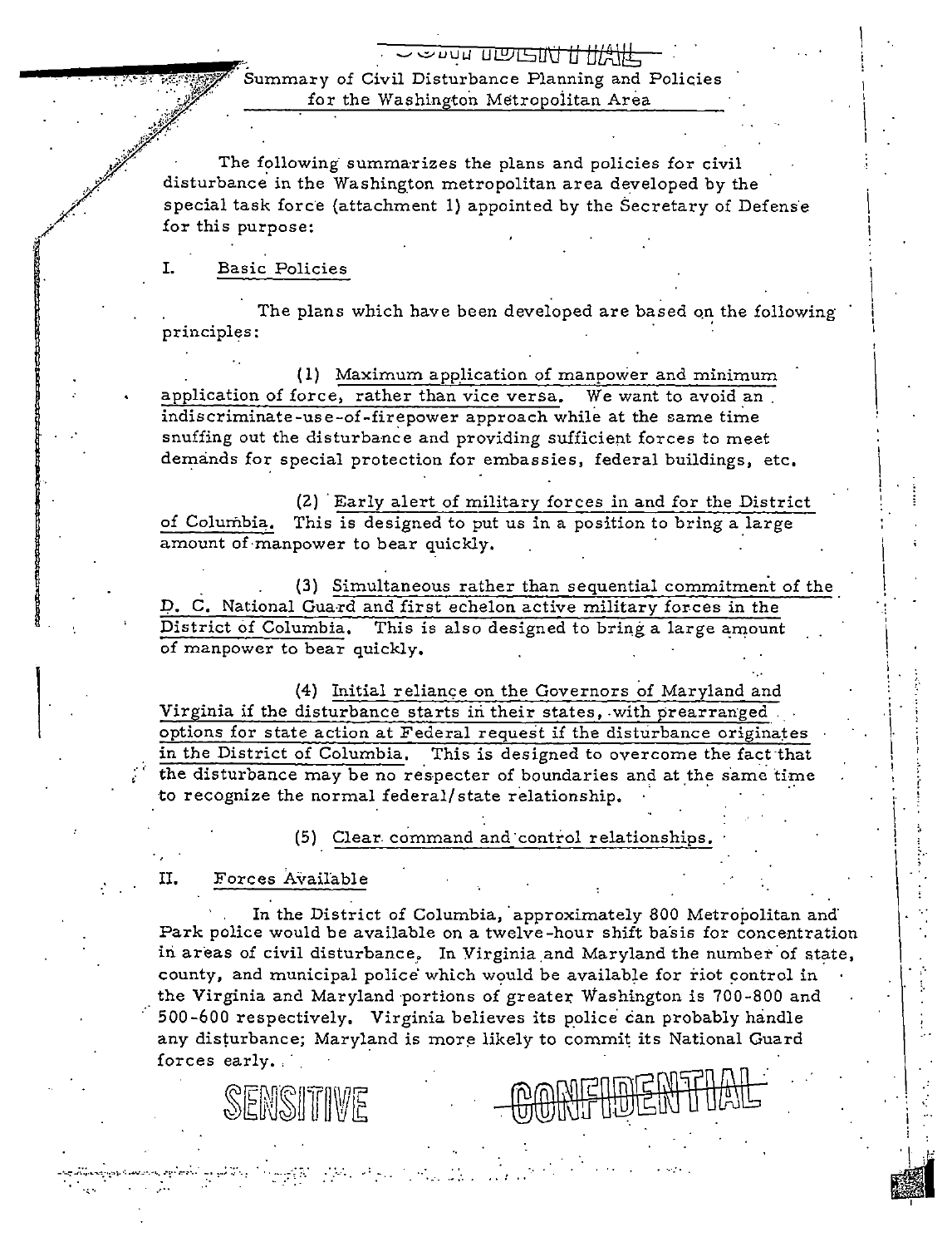CONFIDENTIAL

## Summary of Civil Disturbance Planning and Policies for the Washington Metropolitan Area

The following summarizes the plans and policies for civil disturbance in the Washington metropolitan area developed by the special task force (attachment 1) appointed by the Secretary of Defense for this purpose:

### I. Basic Policies

The plans which have been developed are based on the following principles:

(1) Maximum application of manpower and minimum application of force, rather than vice versa. We want to avoid an indiscriminate-use-of-firepower approach while at the same time snuffing out the disturbance and providing sufficient forces to meet demands for special protection for embassies, federal buildings, etc.

(2) Early alert of military forces in and for the District of Columbia. This is designed to put us in a position to bring a large amount of manpower to bear quickly.

(3) Simultaneous rather than sequential commitment of the D. C. National Guard and first echelon active military forces in the District of Columbia. This is also designed to bring a large amount of manpower to bear quickly.

(4) Initial reliance on the Governors of Maryland and Virginia if the disturbance starts in their states, with prearranged options for state action at Federal request if the disturbance originates in the District of Columbia. This is designed to overcome the fact that the disturbance may be no respecter of boundaries and at the same time to recognize the normal federal/state relationship.

(5) Clear command and control relationships.

### II. Forces Available

In the District of Columbia, approximately 800 Metropolitan and Park police would be available on a twelve-hour shift basis for concentration in areas of civil disturbance. In Virginia and Maryland the number of state, county, and municipal police which would be available for riot control in the Virginia and Maryland portions of greater Washington is 700-800 and 500-600 respectively. Virginia believes its police can probably handle any disturbance; Maryland is more likely to commit its National Guard forces early.

SENSITIVE

CONFIDENTIAL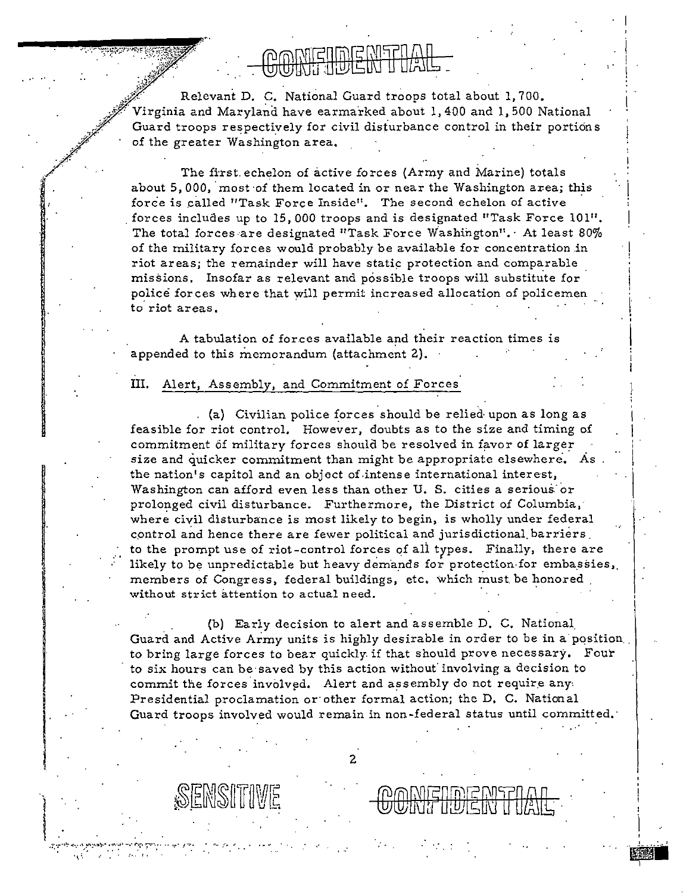CONFIDENTIAL

Relevant D. C. National Guard troops total about 1,700. Virginia and Maryland have earmarked about 1,400 and 1,500 National Guard troops respectively for civil disturbance control in their portions of the greater Washington area.

The first echelon of active forces (Army and Marine) totals about 5,000, most of them located in or near the Washington area; this force is called "Task Force Inside". The second echelon of active forces includes up to 15,000 troops and is designated "Task Force 101". The total forces are designated "Task Force Washington". At least 80% of the military forces would probably be available for concentration in riot areas; the remainder will have static protection and comparable missions. Insofar as relevant and possible troops will substitute for police forces where that will permit increased allocation of policemen to riot areas.

A tabulation of forces available and their reaction times is appended to this memorandum (attachment 2).

III. Alert, Assembly, and Commitment of Forces

(a) Civilian police forces should be relied upon as long as feasible for riot control. However, doubts as to the size and timing of commitment of military forces should be resolved in favor of larger size and quicker commitment than might be appropriate elsewhere. As the nation's capitol and an object of intense international interest, Washington can afford even less than other U. S. cities a serious or prolonged civil disturbance. Furthermore, the District of Columbia, where civil disturbance is most likely to begin, is wholly under federal control and hence there are fewer political and jurisdictional barriers to the prompt use of riot-control forces of all types. Finally, there are likely to be unpredictable but heavy demands for protection for embassies, members of Congress, federal buildings, etc. which must be honored without strict attention to actual need.

(b) Early decision to alert and assemble D. C. National Guard and Active Army units is highly desirable in order to be in a position to bring large forces to bear quickly if that should prove necessary. Four to six hours can be saved by this action without involving a decision to commit the forces involved. Alert and assembly do not require any Presidential proclamation or other formal action; the D. C. National Guard troops involved would remain in non-federal status until committed.

SENSITIVE

CONFIDENTIAL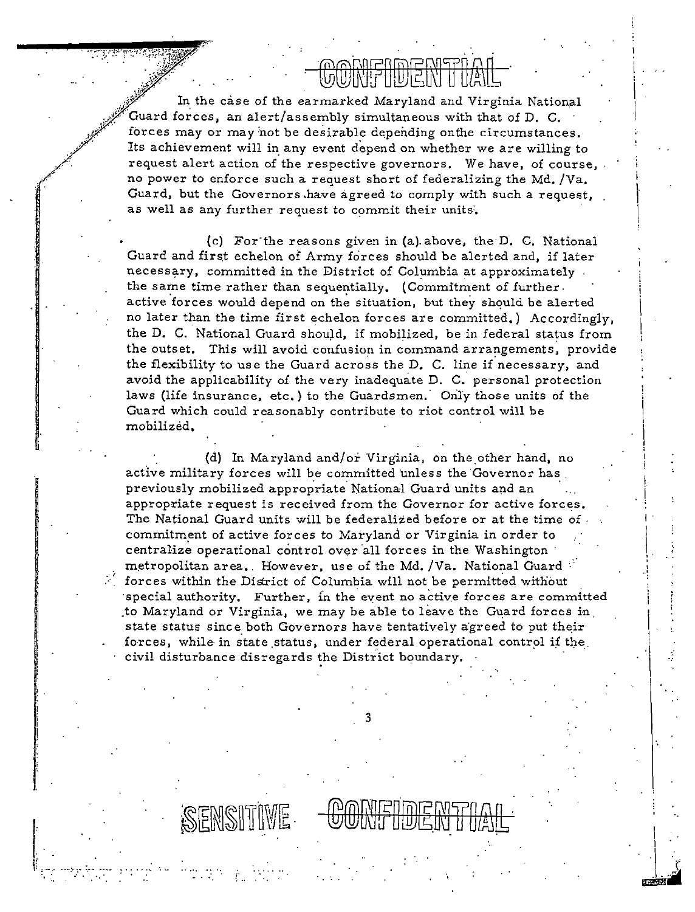CONFIDENTIAL

In the case of the earmarked Maryland and Virginia National Guard forces, an alert/assembly simultaneous with that of D. C. forces may or may not be desirable depending onthe circumstances. Its achievement will in any event depend on whether we are willing to request alert action of the respective governors. We have, of course, no power to enforce such a request short of federalizing the Md. /Va. Guard, but the Governors have agreed to comply with such a request, as well as any further request to commit their units.

(c) For the reasons given in (a) above, the D. C. National Guard and first echelon of Army forces should be alerted and, if later necessary, committed in the District of Columbia at approximately the same time rather than sequentially. (Commitment of further active forces would depend on the situation, but they should be alerted no later than the time first echelon forces are committed.) Accordingly, the D. C. National Guard should, if mobilized, be in federal status from the outset. This will avoid confusion in command arrangements, provide the flexibility to use the Guard across the D. C. line if necessary, and avoid the applicability of the very inadequate D. C. personal protection laws (life insurance, etc.) to the Guardsmen. Only those units of the Guard which could reasonably contribute to riot control will be mobilized.

(d) In Maryland and/or Virginia, on the other hand, no active military forces will be committed unless the Governor has previously mobilized appropriate National Guard units and an appropriate request is received from the Governor for active forces. The National Guard units will be federalized before or at the time of commitment of active forces to Maryland or Virginia in order to centralize operational control over all forces in the Washington metropolitan area. However, use of the Md. /Va. National Guard forces within the District of Columbia will not be permitted without special authority. Further, in the event no active forces are committed to Maryland or Virginia, we may be able to leave the Guard forces in state status since both Governors have tentatively agreed to put their forces, while in state status, under federal operational control if the civil disturbance disregards the District boundary.

SENSITIVE CONFIDENTIAL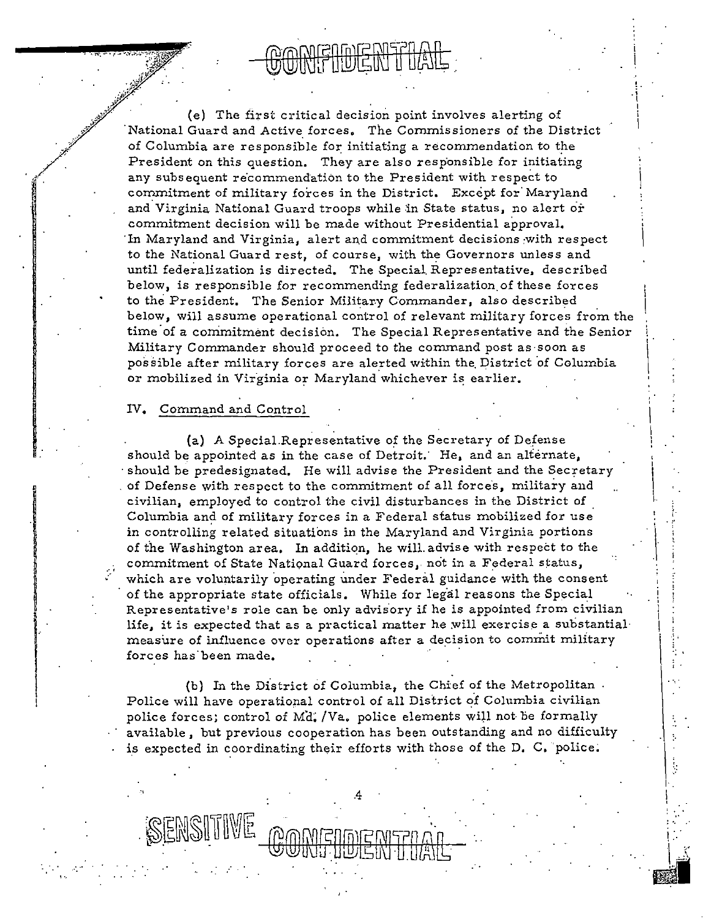CONFIDENTIAL

(e) The first critical decision point involves alerting of National Guard and Active forces. The Commissioners of the District of Columbia are responsible for initiating a recommendation to the President on this question. They are also responsible for initiating any subsequent recommendation to the President with respect to commitment of military forces in the District. Except for Maryland and Virginia National Guard troops while in State status, no alert or commitment decision will be made without Presidential approval. In Maryland and Virginia, alert and commitment decisions with respect to the National Guard rest, of course, with the Governors unless and until federalization is directed. The Special Representative, described below, is responsible for recommending federalization of these forces to the President. The Senior Military Commander, also described below, will assume operational control of relevant military forces from the time of a commitment decision. The Special Representative and the Senior Military Commander should proceed to the command post as soon as possible after military forces are alerted within the District of Columbia or mobilized in Virginia or Maryland whichever is earlier.

## IV. Command and Control

(a) A Special Representative of the Secretary of Defense should be appointed as in the case of Detroit. He, and an alternate, should be predesignated. He will advise the President and the Secretary of Defense with respect to the commitment of all forces, military and civilian, employed to control the civil disturbances in the District of Columbia and of military forces in a Federal status mobilized for use in controlling related situations in the Maryland and Virginia portions of the Washington area. In addition, he will advise with respect to the commitment of State National Guard forces, not in a Federal status, which are voluntarily operating under Federal guidance with the consent of the appropriate state officials. While for legal reasons the Special Representative's role can be only advisory if he is appointed from civilian life, it is expected that as a practical matter he will exercise a substantial measure of influence over operations after a decision to commit military forces has been made.

(b) In the District of Columbia, the Chief of the Metropolitan Police will have operational control of all District of Columbia civilian police forces; control of Md./Va. police elements will not be formally available, but previous cooperation has been outstanding and no difficulty is expected in coordinating their efforts with those of the D. C. police.

SENSITIVE CONFIDENTIAL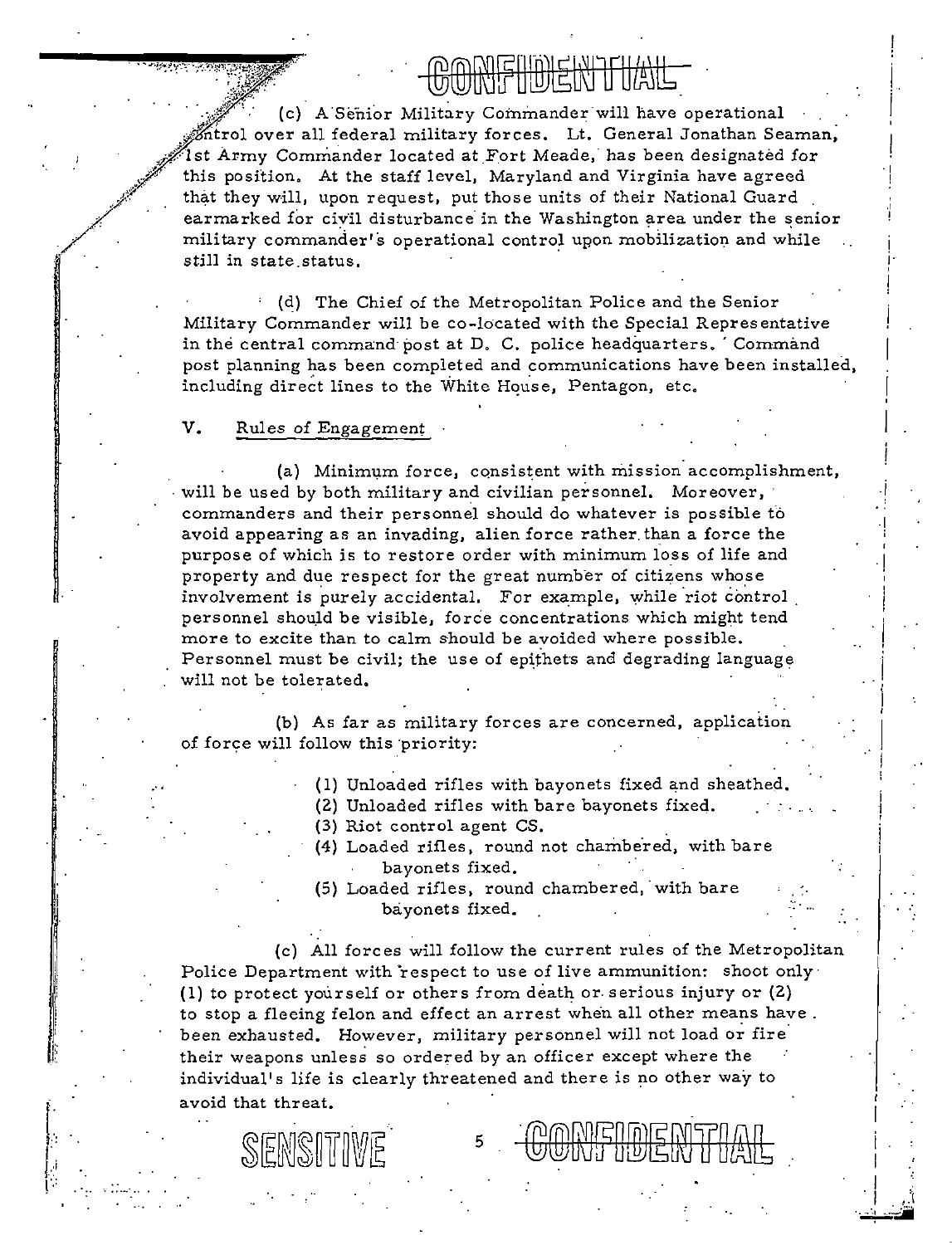CONFIDENTIAL

(c) A Senior Military Commander will have operational control over all federal military forces. Lt. General Jonathan Seaman, 1st Army Commander located at Fort Meade, has been designated for this position. At the staff level, Maryland and Virginia have agreed that they will, upon request, put those units of their National Guard earmarked for civil disturbance in the Washington area under the senior military commander's operational control upon mobilization and while still in state status.

(d) The Chief of the Metropolitan Police and the Senior Military Commander will be co-located with the Special Representative in the central command post at D. C. police headquarters. Command post planning has been completed and communications have been installed, including direct lines to the White House, Pentagon, etc.

## V. Rules of Engagement

(a) Minimum force, consistent with mission accomplishment, will be used by both military and civilian personnel. Moreover, commanders and their personnel should do whatever is possible to avoid appearing as an invading, alien force rather than a force the purpose of which is to restore order with minimum loss of life and property and due respect for the great number of citizens whose involvement is purely accidental. For example, while riot control personnel should be visible, force concentrations which might tend more to excite than to calm should be avoided where possible. Personnel must be civil; the use of epithets and degrading language will not be tolerated.

(b) As far as military forces are concerned, application of force will follow this priority:

(1) Unloaded rifles with bayonets fixed and sheathed.
(2) Unloaded rifles with bare bayonets fixed.
(3) Riot control agent CS.
(4) Loaded rifles, round not chambered, with bare bayonets fixed.
(5) Loaded rifles, round chambered, with bare bayonets fixed.

(c) All forces will follow the current rules of the Metropolitan Police Department with respect to use of live ammunition: shoot only (1) to protect yourself or others from death or serious injury or (2) to stop a fleeing felon and effect an arrest when all other means have been exhausted. However, military personnel will not load or fire their weapons unless so ordered by an officer except where the individual's life is clearly threatened and there is no other way to avoid that threat.

SENSITIVE

CONFIDENTIAL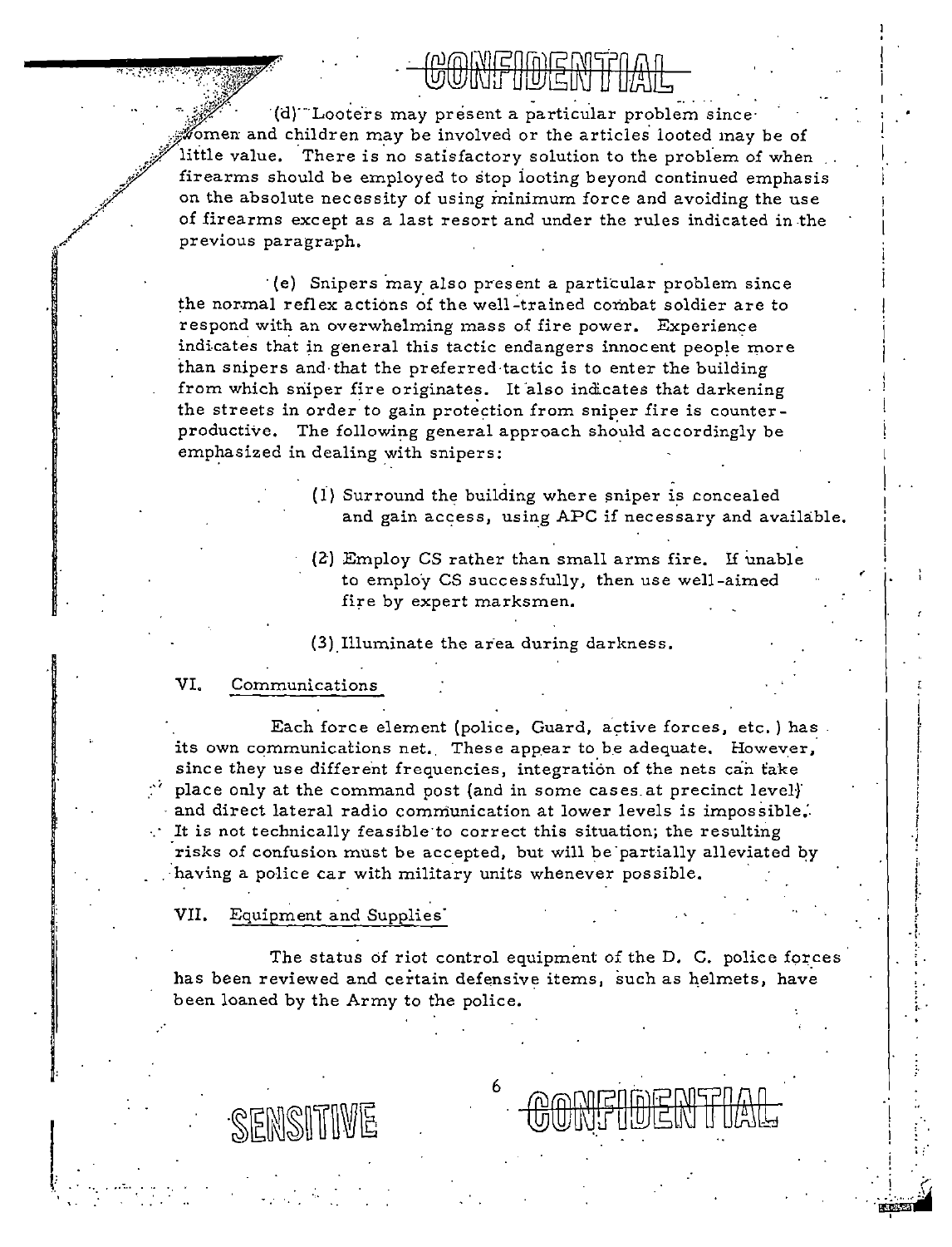CONFIDENTIAL

(d) Looters may present a particular problem since women and children may be involved or the articles looted may be of little value. There is no satisfactory solution to the problem of when firearms should be employed to stop looting beyond continued emphasis on the absolute necessity of using minimum force and avoiding the use of firearms except as a last resort and under the rules indicated in the previous paragraph.

(e) Snipers may also present a particular problem since the normal reflex actions of the well-trained combat soldier are to respond with an overwhelming mass of fire power. Experience indicates that in general this tactic endangers innocent people more than snipers and that the preferred tactic is to enter the building from which sniper fire originates. It also indicates that darkening the streets in order to gain protection from sniper fire is counter-productive. The following general approach should accordingly be emphasized in dealing with snipers:

(1) Surround the building where sniper is concealed and gain access, using APC if necessary and available.

(2) Employ CS rather than small arms fire. If unable to employ CS successfully, then use well-aimed fire by expert marksmen.

(3) Illuminate the area during darkness.

## VI. Communications

Each force element (police, Guard, active forces, etc.) has its own communications net. These appear to be adequate. However, since they use different frequencies, integration of the nets can take place only at the command post (and in some cases at precinct level) and direct lateral radio communication at lower levels is impossible. It is not technically feasible to correct this situation; the resulting risks of confusion must be accepted, but will be partially alleviated by having a police car with military units whenever possible.

## VII. Equipment and Supplies

The status of riot control equipment of the D. C. police forces has been reviewed and certain defensive items, such as helmets, have been loaned by the Army to the police.

SENSITIVE

CONFIDENTIAL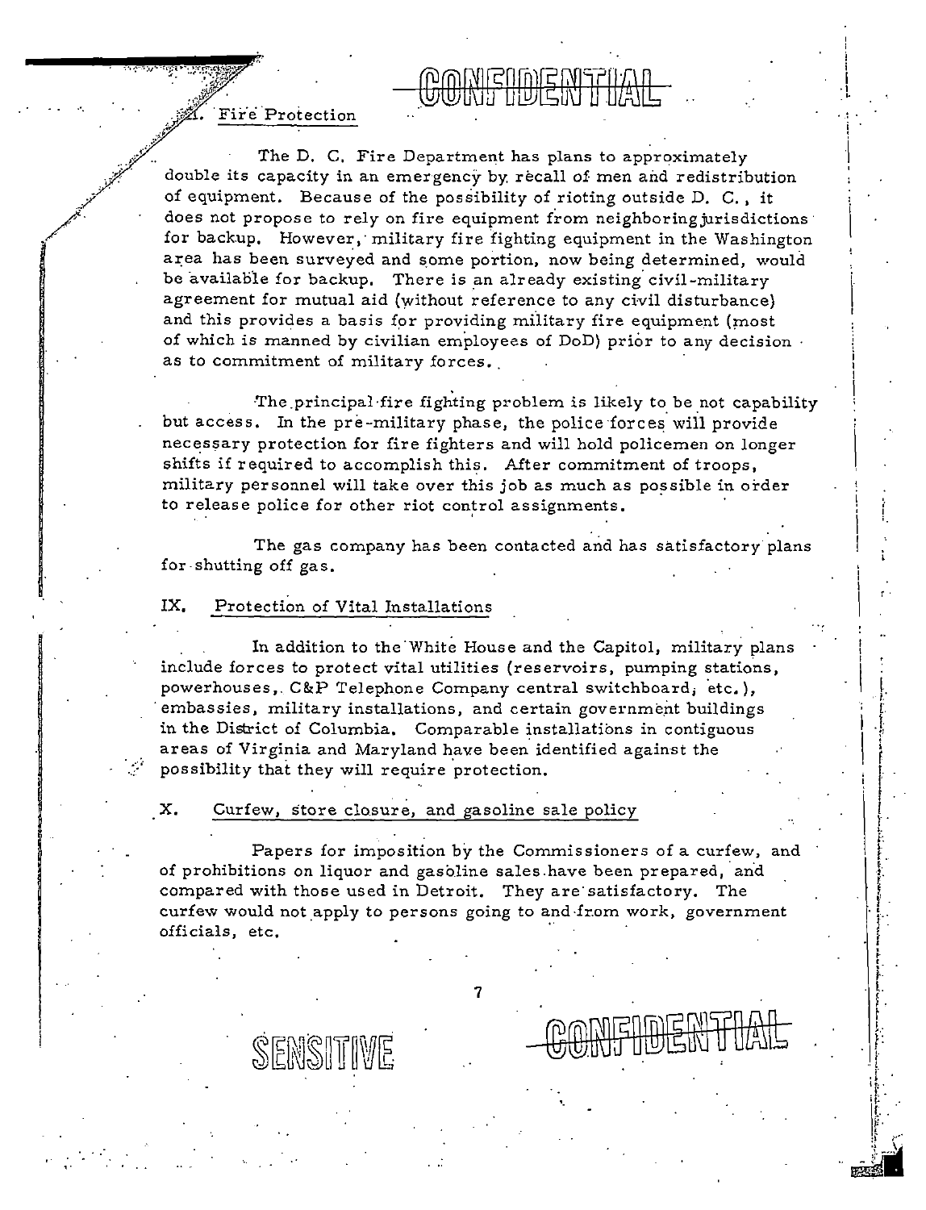CONFIDENTIAL

## VIII. Fire Protection

The D. C. Fire Department has plans to approximately double its capacity in an emergency by recall of men and redistribution of equipment. Because of the possibility of rioting outside D. C., it does not propose to rely on fire equipment from neighboring jurisdictions for backup. However, military fire fighting equipment in the Washington area has been surveyed and some portion, now being determined, would be available for backup. There is an already existing civil-military agreement for mutual aid (without reference to any civil disturbance) and this provides a basis for providing military fire equipment (most of which is manned by civilian employees of DoD) prior to any decision as to commitment of military forces.

The principal fire fighting problem is likely to be not capability but access. In the pre-military phase, the police forces will provide necessary protection for fire fighters and will hold policemen on longer shifts if required to accomplish this. After commitment of troops, military personnel will take over this job as much as possible in order to release police for other riot control assignments.

The gas company has been contacted and has satisfactory plans for shutting off gas.

## IX. Protection of Vital Installations

In addition to the White House and the Capitol, military plans include forces to protect vital utilities (reservoirs, pumping stations, powerhouses, C&P Telephone Company central switchboard, etc.), embassies, military installations, and certain government buildings in the District of Columbia. Comparable installations in contiguous areas of Virginia and Maryland have been identified against the possibility that they will require protection.

## X. Curfew, store closure, and gasoline sale policy

Papers for imposition by the Commissioners of a curfew, and of prohibitions on liquor and gasoline sales have been prepared, and compared with those used in Detroit. They are satisfactory. The curfew would not apply to persons going to and from work, government officials, etc.

SENSITIVE

CONFIDENTIAL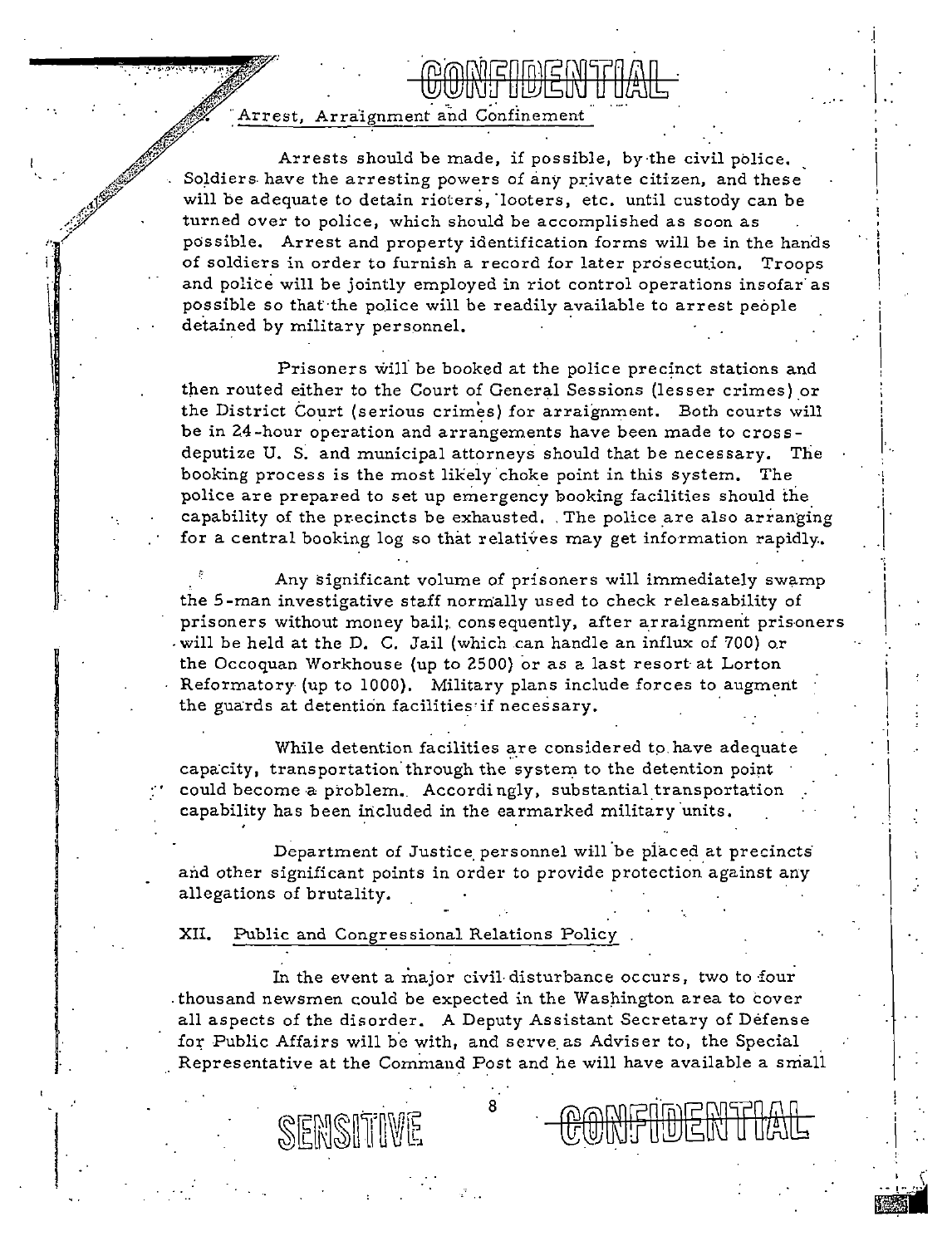CONFIDENTIAL

Arrest, Arraignment and Confinement

Arrests should be made, if possible, by the civil police. Soldiers have the arresting powers of any private citizen, and these will be adequate to detain rioters, looters, etc. until custody can be turned over to police, which should be accomplished as soon as possible. Arrest and property identification forms will be in the hands of soldiers in order to furnish a record for later prosecution. Troops and police will be jointly employed in riot control operations insofar as possible so that the police will be readily available to arrest people detained by military personnel.

Prisoners will be booked at the police precinct stations and then routed either to the Court of General Sessions (lesser crimes) or the District Court (serious crimes) for arraignment. Both courts will be in 24-hour operation and arrangements have been made to cross-deputize U. S. and municipal attorneys should that be necessary. The booking process is the most likely choke point in this system. The police are prepared to set up emergency booking facilities should the capability of the precincts be exhausted. The police are also arranging for a central booking log so that relatives may get information rapidly.

Any significant volume of prisoners will immediately swamp the 5-man investigative staff normally used to check releasability of prisoners without money bail; consequently, after arraignment prisoners will be held at the D. C. Jail (which can handle an influx of 700) or the Occoquan Workhouse (up to 2500) or as a last resort at Lorton Reformatory (up to 1000). Military plans include forces to augment the guards at detention facilities if necessary.

While detention facilities are considered to have adequate capacity, transportation through the system to the detention point could become a problem. Accordingly, substantial transportation capability has been included in the earmarked military units.

Department of Justice personnel will be placed at precincts and other significant points in order to provide protection against any allegations of brutality.

## XII. Public and Congressional Relations Policy

In the event a major civil disturbance occurs, two to four thousand newsmen could be expected in the Washington area to cover all aspects of the disorder. A Deputy Assistant Secretary of Defense for Public Affairs will be with, and serve as Adviser to, the Special Representative at the Command Post and he will have available a small

SENSITIVE

CONFIDENTIAL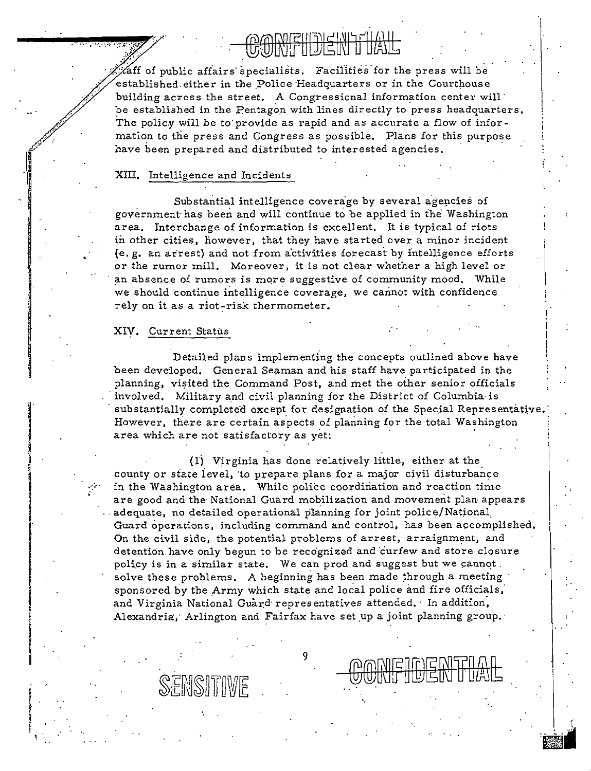staff of public affairs specialists. Facilities for the press will be established either in the Police Headquarters or in the Courthouse building across the street. A Congressional information center will be established in the Pentagon with lines directly to press headquarters. The policy will be to provide as rapid and as accurate a flow of information to the press and Congress as possible. Plans for this purpose have been prepared and distributed to interested agencies.

## XIII. Intelligence and Incidents

Substantial intelligence coverage by several agencies of government has been and will continue to be applied in the Washington area. Interchange of information is excellent. It is typical of riots in other cities, however, that they have started over a minor incident (e.g. an arrest) and not from activities forecast by intelligence efforts or the rumor mill. Moreover, it is not clear whether a high level or an absence of rumors is more suggestive of community mood. While we should continue intelligence coverage, we cannot with confidence rely on it as a riot-risk thermometer.

## XIV. Current Status

Detailed plans implementing the concepts outlined above have been developed. General Seaman and his staff have participated in the planning, visited the Command Post, and met the other senior officials involved. Military and civil planning for the District of Columbia is substantially completed except for designation of the Special Representative. However, there are certain aspects of planning for the total Washington area which are not satisfactory as yet:

(1) Virginia has done relatively little, either at the county or state level, to prepare plans for a major civil disturbance in the Washington area. While police coordination and reaction time are good and the National Guard mobilization and movement plan appears adequate, no detailed operational planning for joint police/National Guard operations, including command and control, has been accomplished. On the civil side, the potential problems of arrest, arraignment, and detention have only begun to be recognized and curfew and store closure policy is in a similar state. We can prod and suggest but we cannot solve these problems. A beginning has been made through a meeting sponsored by the Army which state and local police and fire officials, and Virginia National Guard representatives attended. In addition, Alexandria, Arlington and Fairfax have set up a joint planning group.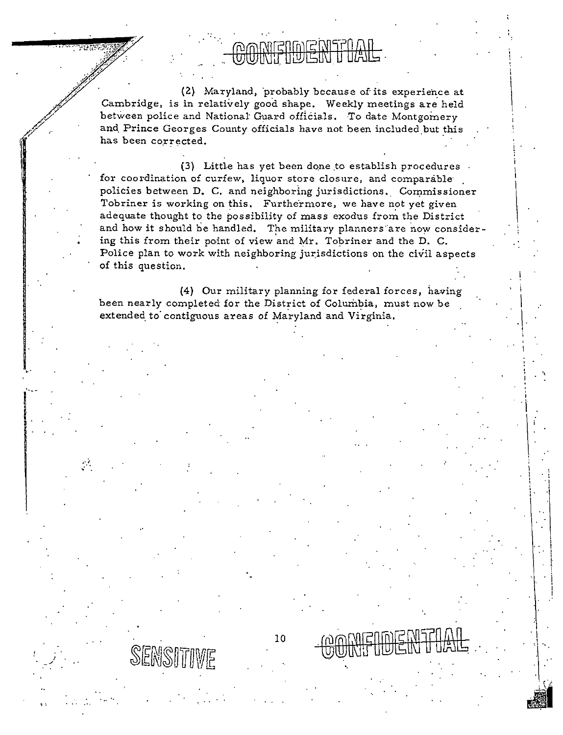CONFIDENTIAL

(2) Maryland, probably because of its experience at Cambridge, is in relatively good shape. Weekly meetings are held between police and National Guard officials. To date Montgomery and Prince Georges County officials have not been included but this has been corrected.

(3) Little has yet been done to establish procedures for coordination of curfew, liquor store closure, and comparable policies between D. C. and neighboring jurisdictions. Commissioner Tobriner is working on this. Furthermore, we have not yet given adequate thought to the possibility of mass exodus from the District and how it should be handled. The military planners are now considering this from their point of view and Mr. Tobriner and the D. C. Police plan to work with neighboring jurisdictions on the civil aspects of this question.

(4) Our military planning for federal forces, having been nearly completed for the District of Columbia, must now be extended to contiguous areas of Maryland and Virginia.

SENSITIVE

CONFIDENTIAL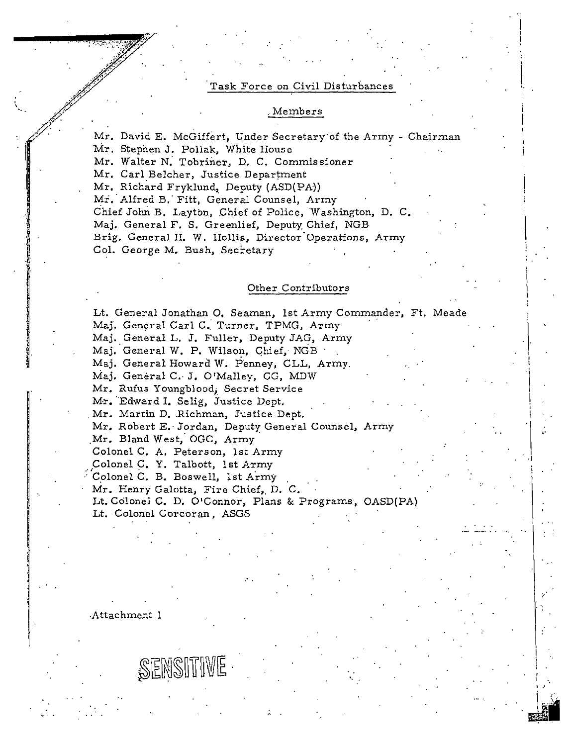## Task Force on Civil Disturbances

### Members

Mr. David E. McGiffert, Under Secretary of the Army - Chairman
Mr. Stephen J. Pollak, White House
Mr. Walter N. Tobriner, D. C. Commissioner
Mr. Carl Belcher, Justice Department
Mr. Richard Fryklund, Deputy (ASD(PA))
Mr. Alfred B. Fitt, General Counsel, Army
Chief John B. Layton, Chief of Police, Washington, D. C.
Maj. General F. S. Greenlief, Deputy Chief, NGB
Brig. General H. W. Hollis, Director Operations, Army
Col. George M. Bush, Secretary

### Other Contributors

Lt. General Jonathan O. Seaman, 1st Army Commander, Ft. Meade
Maj. General Carl C. Turner, TPMG, Army
Maj. General L. J. Fuller, Deputy JAG, Army
Maj. General W. P. Wilson, Chief, NGB
Maj. General Howard W. Penney, CLL, Army.
Maj. General C. J. O'Malley, CG, MDW
Mr. Rufus Youngblood, Secret Service
Mr. Edward I. Selig, Justice Dept.
Mr. Martin D. Richman, Justice Dept.
Mr. Robert E. Jordan, Deputy General Counsel, Army
Mr. Bland West, OGC, Army
Colonel C. A. Peterson, 1st Army
Colonel C. Y. Talbott, 1st Army
Colonel C. B. Boswell, 1st Army
Mr. Henry Galotta, Fire Chief, D. C.
Lt. Colonel C. D. O'Connor, Plans & Programs, OASD(PA)
Lt. Colonel Corcoran, ASGS

Attachment 1

SENSITIVE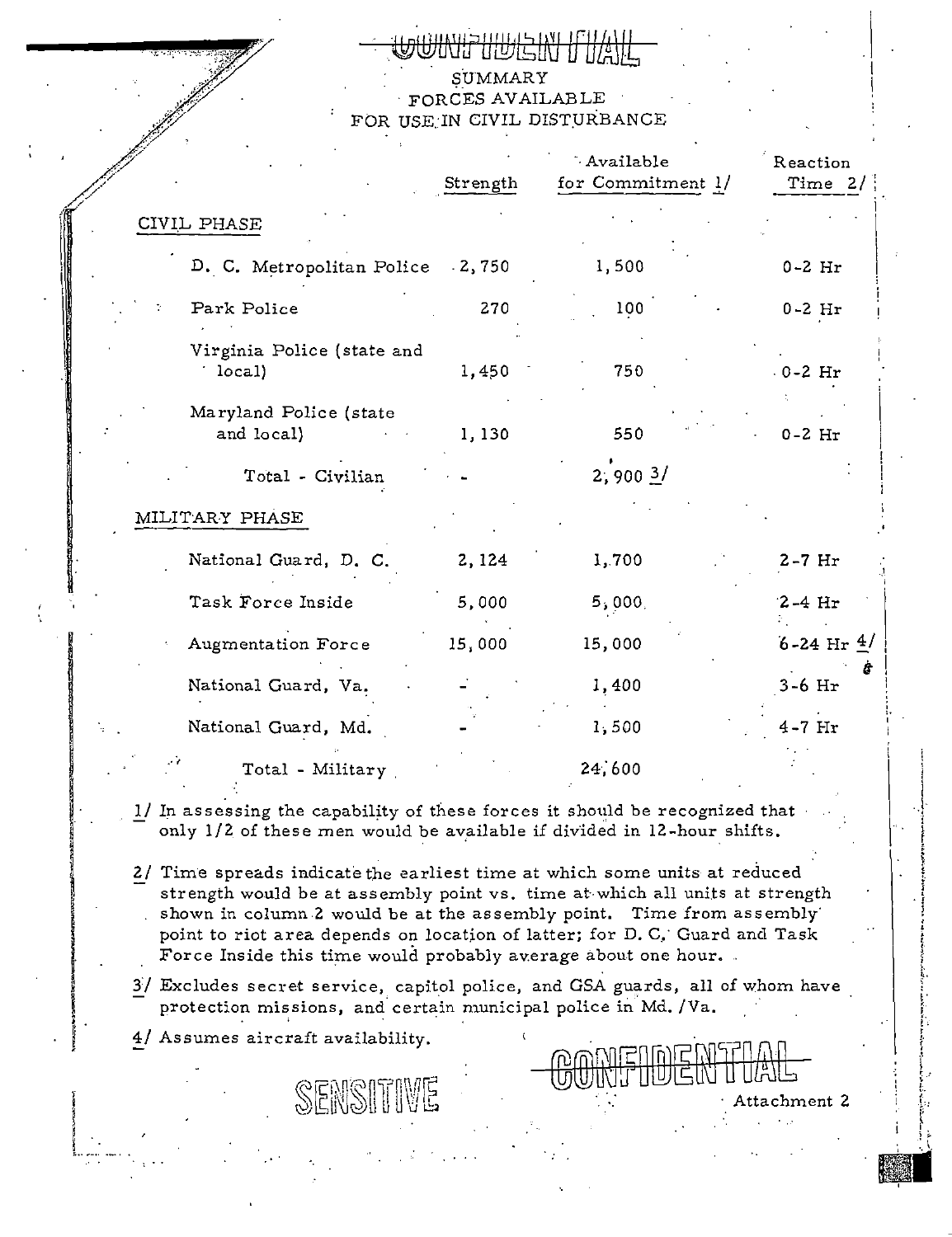CONFIDENTIAL

SUMMARY
FORCES AVAILABLE
FOR USE IN CIVIL DISTURBANCE

| | Strength | Available for Commitment 1/ | Reaction Time 2/ |
|---|---|---|---|
| CIVIL PHASE | | | |
| D. C. Metropolitan Police | 2,750 | 1,500 | 0-2 Hr |
| Park Police | 270 | 100 | 0-2 Hr |
| Virginia Police (state and local) | 1,450 | 750 | 0-2 Hr |
| Maryland Police (state and local) | 1,130 | 550 | 0-2 Hr |
| Total - Civilian | - | 2,900 3/ | |
| MILITARY PHASE | | | |
| National Guard, D. C. | 2,124 | 1,700 | 2-7 Hr |
| Task Force Inside | 5,000 | 5,000 | 2-4 Hr |
| Augmentation Force | 15,000 | 15,000 | 6-24 Hr 4/ |
| National Guard, Va. | - | 1,400 | 3-6 Hr |
| National Guard, Md. | - | 1,500 | 4-7 Hr |
| Total - Military | | 24,600 | |

1/ In assessing the capability of these forces it should be recognized that only 1/2 of these men would be available if divided in 12-hour shifts.

2/ Time spreads indicate the earliest time at which some units at reduced strength would be at assembly point vs. time at which all units at strength shown in column 2 would be at the assembly point. Time from assembly point to riot area depends on location of latter; for D. C. Guard and Task Force Inside this time would probably average about one hour.

3/ Excludes secret service, capitol police, and GSA guards, all of whom have protection missions, and certain municipal police in Md. /Va.

4/ Assumes aircraft availability.

SENSITIVE

CONFIDENTIAL

Attachment 2